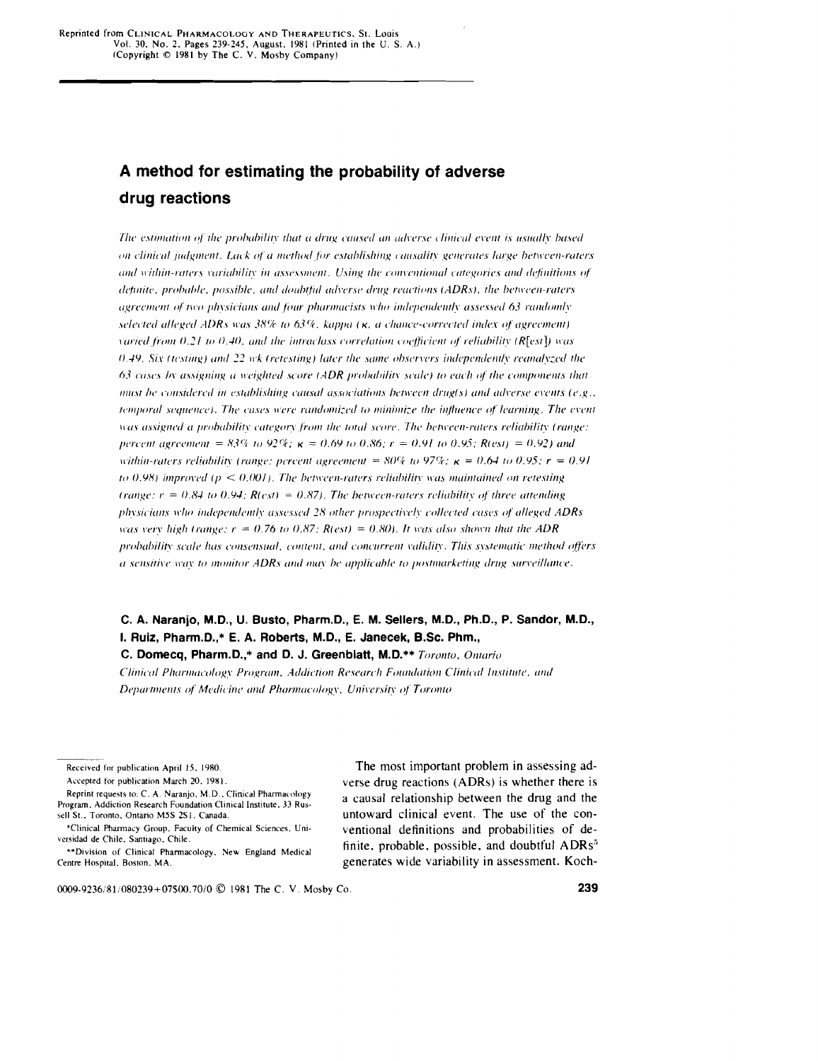Reprinted from CLINICAL PHARMACOLOGY AND THERAPEUTICS, St. Louis
Vol. 30, No. 2, Pages 239-245, August, 1981 (Printed in the U. S. A.)
(Copyright © 1981 by The C. V. Mosby Company)

# A method for estimating the probability of adverse drug reactions

*The estimation of the probability that a drug caused an adverse clinical event is usually based on clinical judgment. Lack of a method for establishing causality generates large between-raters and within-raters variability in assessment. Using the conventional categories and definitions of definite, probable, possible, and doubtful adverse drug reactions (ADRs), the between-raters agreement of two physicians and four pharmacists who independently assessed 63 randomly selected alleged ADRs was 38% to 63%, kappa (κ, a chance-corrected index of agreement) varied from 0.21 to 0.40, and the intraclass correlation coefficient of reliability (R[est]) was 0.49. Six (testing) and 22 wk (retesting) later the same observers independently reanalyzed the 63 cases by assigning a weighted score (ADR probability scale) to each of the components that must be considered in establishing causal associations between drug(s) and adverse events (e.g., temporal sequence). The cases were randomized to minimize the influence of learning. The event was assigned a probability category from the total score. The between-raters reliability (range: percent agreement = 83% to 92%; κ = 0.69 to 0.86; r = 0.91 to 0.95; R(est) = 0.92) and within-raters reliability (range: percent agreement = 80% to 97%; κ = 0.64 to 0.95; r = 0.91 to 0.98) improved (p < 0.001). The between-raters reliability was maintained on retesting (range: r = 0.84 to 0.94; R(est) = 0.87). The between-raters reliability of three attending physicians who independently assessed 28 other prospectively collected cases of alleged ADRs was very high (range: r = 0.76 to 0.87; R(est) = 0.80). It was also shown that the ADR probability scale has consensual, content, and concurrent validity. This systematic method offers a sensitive way to monitor ADRs and may be applicable to postmarketing drug surveillance.*

**C. A. Naranjo, M.D., U. Busto, Pharm.D., E. M. Sellers, M.D., Ph.D., P. Sandor, M.D., I. Ruiz, Pharm.D.,\* E. A. Roberts, M.D., E. Janecek, B.Sc. Phm., C. Domecq, Pharm.D.,\* and D. J. Greenblatt, M.D.\*\*** *Toronto, Ontario*

*Clinical Pharmacology Program, Addiction Research Foundation Clinical Institute, and Departments of Medicine and Pharmacology, University of Toronto*

Received for publication April 15, 1980.

Accepted for publication March 20, 1981.

Reprint requests to: C. A. Naranjo, M.D., Clinical Pharmacology Program, Addiction Research Foundation Clinical Institute, 33 Russell St., Toronto, Ontario M5S 2S1, Canada.

\*Clinical Pharmacy Group, Faculty of Chemical Sciences, Universidad de Chile, Santiago, Chile.

\*\*Division of Clinical Pharmacology, New England Medical Centre Hospital, Boston, MA.

0009-9236/81/080239+07$00.70/0 © 1981 The C. V. Mosby Co.

The most important problem in assessing adverse drug reactions (ADRs) is whether there is a causal relationship between the drug and the untoward clinical event. The use of the conventional definitions and probabilities of definite, probable, possible, and doubtful ADRs[5] generates wide variability in assessment. Koch-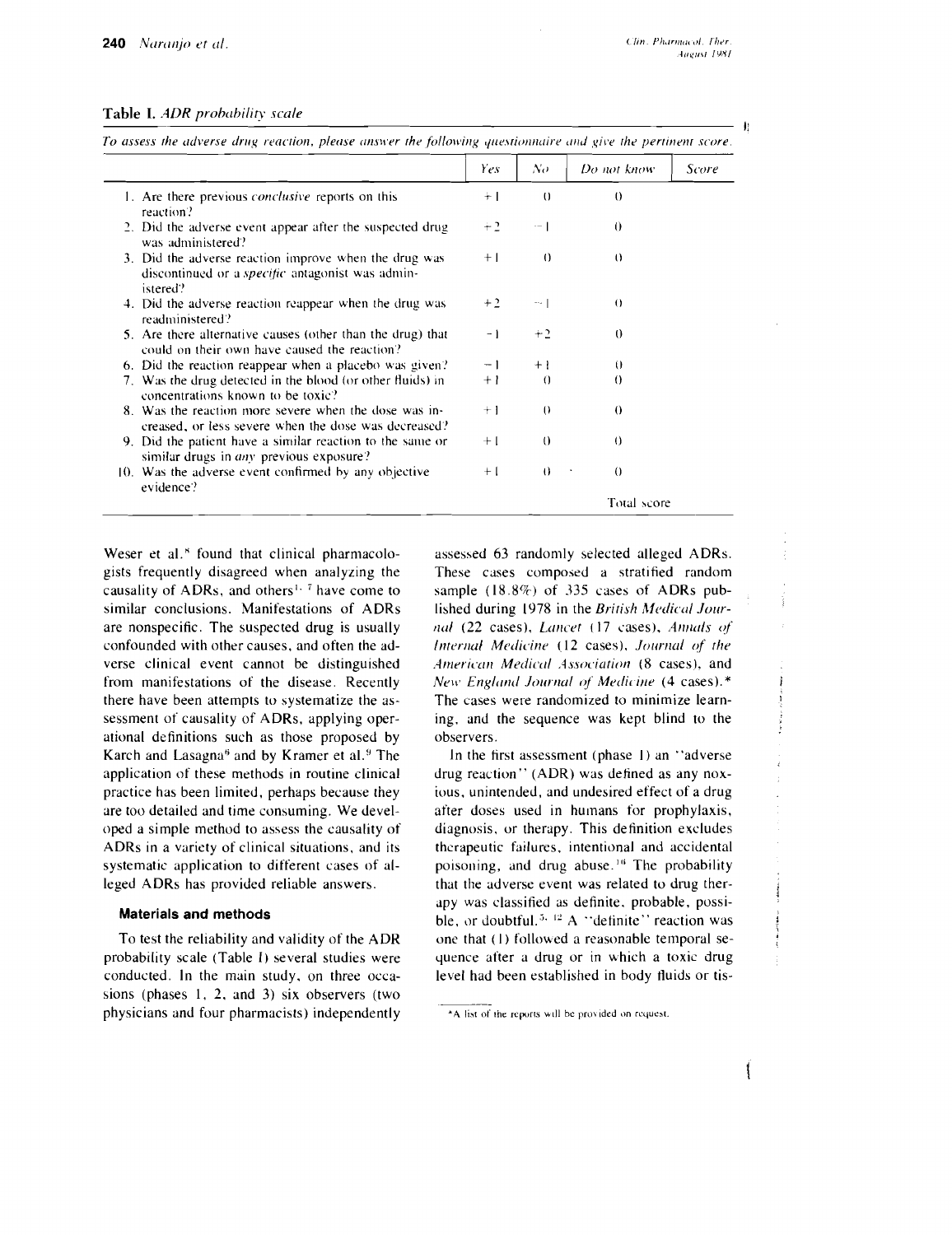**Table I.** *ADR probability scale*

*To assess the adverse drug reaction, please answer the following questionnaire and give the pertinent score.*

| | Yes | No | Do not know | Score |
|---|---|---|---|---|
| 1. Are there previous *conclusive* reports on this reaction? | +1 | 0 | 0 | |
| 2. Did the adverse event appear after the suspected drug was administered? | +2 | −1 | 0 | |
| 3. Did the adverse reaction improve when the drug was discontinued or a *specific* antagonist was administered? | +1 | 0 | 0 | |
| 4. Did the adverse reaction reappear when the drug was readministered? | +2 | −1 | 0 | |
| 5. Are there alternative causes (other than the drug) that could on their own have caused the reaction? | −1 | +2 | 0 | |
| 6. Did the reaction reappear when a placebo was given? | −1 | +1 | 0 | |
| 7. Was the drug detected in the blood (or other fluids) in concentrations known to be toxic? | +1 | 0 | 0 | |
| 8. Was the reaction more severe when the dose was increased, or less severe when the dose was decreased? | +1 | 0 | 0 | |
| 9. Did the patient have a similar reaction to the same or similar drugs in *any* previous exposure? | +1 | 0 | 0 | |
| 10. Was the adverse event confirmed by any objective evidence? | +1 | 0 | 0 | |
| | | | Total score | |

Weser et al.[8] found that clinical pharmacologists frequently disagreed when analyzing the causality of ADRs, and others[1, 7] have come to similar conclusions. Manifestations of ADRs are nonspecific. The suspected drug is usually confounded with other causes, and often the adverse clinical event cannot be distinguished from manifestations of the disease. Recently there have been attempts to systematize the assessment of causality of ADRs, applying operational definitions such as those proposed by Karch and Lasagna[6] and by Kramer et al.[9] The application of these methods in routine clinical practice has been limited, perhaps because they are too detailed and time consuming. We developed a simple method to assess the causality of ADRs in a variety of clinical situations, and its systematic application to different cases of alleged ADRs has provided reliable answers.

## Materials and methods

To test the reliability and validity of the ADR probability scale (Table I) several studies were conducted. In the main study, on three occasions (phases 1, 2, and 3) six observers (two physicians and four pharmacists) independently assessed 63 randomly selected alleged ADRs. These cases composed a stratified random sample (18.8%) of 335 cases of ADRs published during 1978 in the *British Medical Journal* (22 cases), *Lancet* (17 cases), *Annals of Internal Medicine* (12 cases), *Journal of the American Medical Association* (8 cases), and *New England Journal of Medicine* (4 cases).* The cases were randomized to minimize learning, and the sequence was kept blind to the observers.

In the first assessment (phase 1) an "adverse drug reaction" (ADR) was defined as any noxious, unintended, and undesired effect of a drug after doses used in humans for prophylaxis, diagnosis, or therapy. This definition excludes therapeutic failures, intentional and accidental poisoning, and drug abuse.[10] The probability that the adverse event was related to drug therapy was classified as definite, probable, possible, or doubtful.[5, 12] A "definite" reaction was one that (1) followed a reasonable temporal sequence after a drug or in which a toxic drug level had been established in body fluids or tis-

*A list of the reports will be provided on request.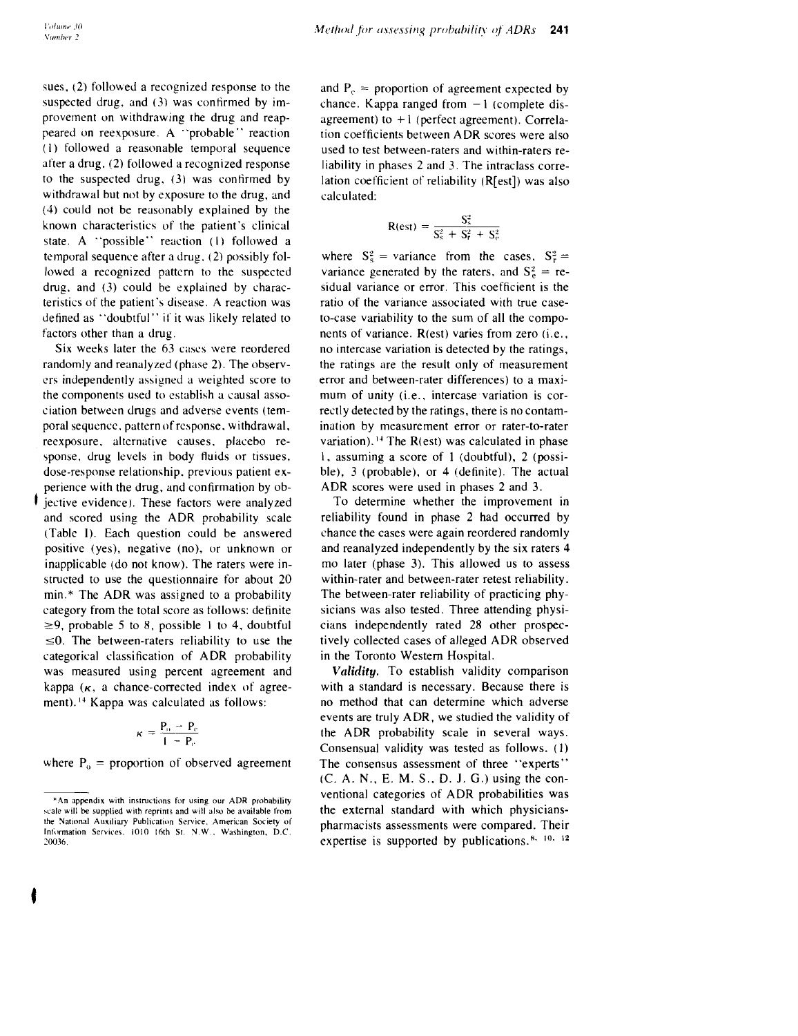sues, (2) followed a recognized response to the suspected drug, and (3) was confirmed by improvement on withdrawing the drug and reappeared on reexposure. A "probable" reaction (1) followed a reasonable temporal sequence after a drug, (2) followed a recognized response to the suspected drug, (3) was confirmed by withdrawal but not by exposure to the drug, and (4) could not be reasonably explained by the known characteristics of the patient's clinical state. A "possible" reaction (1) followed a temporal sequence after a drug, (2) possibly followed a recognized pattern to the suspected drug, and (3) could be explained by characteristics of the patient's disease. A reaction was defined as "doubtful" if it was likely related to factors other than a drug.

Six weeks later the 63 cases were reordered randomly and reanalyzed (phase 2). The observers independently assigned a weighted score to the components used to establish a causal association between drugs and adverse events (temporal sequence, pattern of response, withdrawal, reexposure, alternative causes, placebo response, drug levels in body fluids or tissues, dose-response relationship, previous patient experience with the drug, and confirmation by objective evidence). These factors were analyzed and scored using the ADR probability scale (Table I). Each question could be answered positive (yes), negative (no), or unknown or inapplicable (do not know). The raters were instructed to use the questionnaire for about 20 min.* The ADR was assigned to a probability category from the total score as follows: definite ≥9, probable 5 to 8, possible 1 to 4, doubtful ≤0. The between-raters reliability to use the categorical classification of ADR probability was measured using percent agreement and kappa ($\kappa$, a chance-corrected index of agreement).[14] Kappa was calculated as follows:

$$\kappa = \frac{P_o - P_c}{1 - P_c}$$

where $P_o$ = proportion of observed agreement and $P_c$ = proportion of agreement expected by chance. Kappa ranged from −1 (complete disagreement) to +1 (perfect agreement). Correlation coefficients between ADR scores were also used to test between-raters and within-raters reliability in phases 2 and 3. The intraclass correlation coefficient of reliability (R[est]) was also calculated:

$$R(est) = \frac{S_s^2}{S_s^2 + S_r^2 + S_e^2}$$

where $S_s^2$ = variance from the cases, $S_r^2$ = variance generated by the raters, and $S_e^2$ = residual variance or error. This coefficient is the ratio of the variance associated with true case-to-case variability to the sum of all the components of variance. R(est) varies from zero (i.e., no intercase variation is detected by the ratings, the ratings are the result only of measurement error and between-rater differences) to a maximum of unity (i.e., intercase variation is correctly detected by the ratings, there is no contamination by measurement error or rater-to-rater variation).[14] The R(est) was calculated in phase 1, assuming a score of 1 (doubtful), 2 (possible), 3 (probable), or 4 (definite). The actual ADR scores were used in phases 2 and 3.

To determine whether the improvement in reliability found in phase 2 had occurred by chance the cases were again reordered randomly and reanalyzed independently by the six raters 4 mo later (phase 3). This allowed us to assess within-rater and between-rater retest reliability. The between-rater reliability of practicing physicians was also tested. Three attending physicians independently rated 28 other prospectively collected cases of alleged ADR observed in the Toronto Western Hospital.

***Validity.*** To establish validity comparison with a standard is necessary. Because there is no method that can determine which adverse events are truly ADR, we studied the validity of the ADR probability scale in several ways. Consensual validity was tested as follows. (1) The consensus assessment of three "experts" (C. A. N., E. M. S., D. J. G.) using the conventional categories of ADR probabilities was the external standard with which physicians-pharmacists assessments were compared. Their expertise is supported by publications.[8, 10, 12]

*An appendix with instructions for using our ADR probability scale will be supplied with reprints and will also be available from the National Auxiliary Publication Service, American Society of Information Services, 1010 16th St. N.W., Washington, D.C. 20036.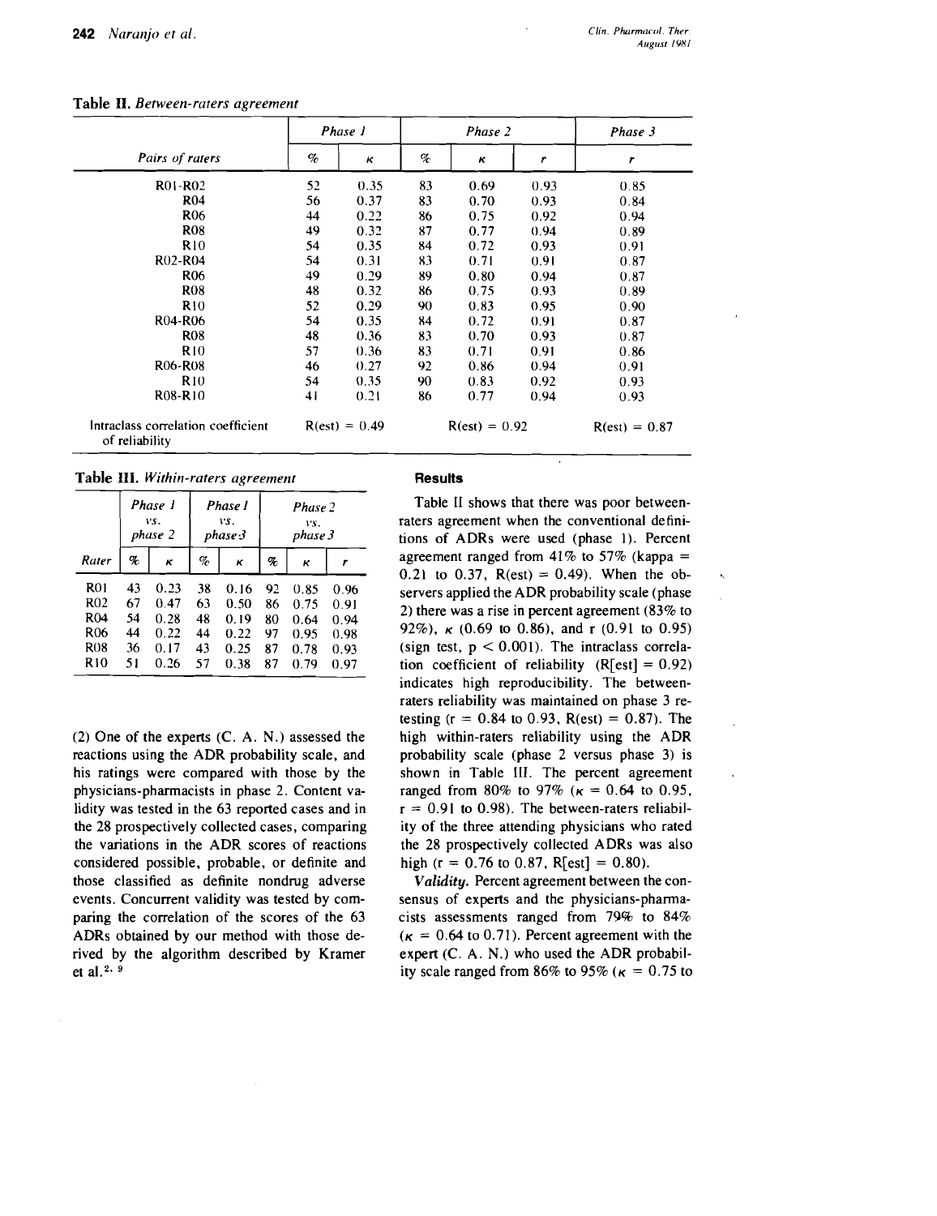**Table II.** *Between-raters agreement*

| Pairs of raters | Phase 1 | | Phase 2 | | | Phase 3 |
|---|---|---|---|---|---|---|
| | % | κ | % | κ | r | r |
| R01-R02 | 52 | 0.35 | 83 | 0.69 | 0.93 | 0.85 |
| R04 | 56 | 0.37 | 83 | 0.70 | 0.93 | 0.84 |
| R06 | 44 | 0.22 | 86 | 0.75 | 0.92 | 0.94 |
| R08 | 49 | 0.32 | 87 | 0.77 | 0.94 | 0.89 |
| R10 | 54 | 0.35 | 84 | 0.72 | 0.93 | 0.91 |
| R02-R04 | 54 | 0.31 | 83 | 0.71 | 0.91 | 0.87 |
| R06 | 49 | 0.29 | 89 | 0.80 | 0.94 | 0.87 |
| R08 | 48 | 0.32 | 86 | 0.75 | 0.93 | 0.89 |
| R10 | 52 | 0.29 | 90 | 0.83 | 0.95 | 0.90 |
| R04-R06 | 54 | 0.35 | 84 | 0.72 | 0.91 | 0.87 |
| R08 | 48 | 0.36 | 83 | 0.70 | 0.93 | 0.87 |
| R10 | 57 | 0.36 | 83 | 0.71 | 0.91 | 0.86 |
| R06-R08 | 46 | 0.27 | 92 | 0.86 | 0.94 | 0.91 |
| R10 | 54 | 0.35 | 90 | 0.83 | 0.92 | 0.93 |
| R08-R10 | 41 | 0.21 | 86 | 0.77 | 0.94 | 0.93 |
| Intraclass correlation coefficient of reliability | R(est) = 0.49 | | R(est) = 0.92 | | | R(est) = 0.87 |

**Table III.** *Within-raters agreement*

| Rater | Phase 1 vs. phase 2 | | Phase 1 vs. phase 3 | | Phase 2 vs. phase 3 | | |
|---|---|---|---|---|---|---|---|
| | % | κ | % | κ | % | κ | r |
| R01 | 43 | 0.23 | 38 | 0.16 | 92 | 0.85 | 0.96 |
| R02 | 67 | 0.47 | 63 | 0.50 | 86 | 0.75 | 0.91 |
| R04 | 54 | 0.28 | 48 | 0.19 | 80 | 0.64 | 0.94 |
| R06 | 44 | 0.22 | 44 | 0.22 | 97 | 0.95 | 0.98 |
| R08 | 36 | 0.17 | 43 | 0.25 | 87 | 0.78 | 0.93 |
| R10 | 51 | 0.26 | 57 | 0.38 | 87 | 0.79 | 0.97 |

(2) One of the experts (C. A. N.) assessed the reactions using the ADR probability scale, and his ratings were compared with those by the physicians-pharmacists in phase 2. Content validity was tested in the 63 reported cases and in the 28 prospectively collected cases, comparing the variations in the ADR scores of reactions considered possible, probable, or definite and those classified as definite nondrug adverse events. Concurrent validity was tested by comparing the correlation of the scores of the 63 ADRs obtained by our method with those derived by the algorithm described by Kramer et al.[2, 9]

### Results

Table II shows that there was poor between-raters agreement when the conventional definitions of ADRs were used (phase 1). Percent agreement ranged from 41% to 57% (kappa = 0.21 to 0.37, R(est) = 0.49). When the observers applied the ADR probability scale (phase 2) there was a rise in percent agreement (83% to 92%), κ (0.69 to 0.86), and r (0.91 to 0.95) (sign test, $p < 0.001$). The intraclass correlation coefficient of reliability (R[est] = 0.92) indicates high reproducibility. The between-raters reliability was maintained on phase 3 retesting (r = 0.84 to 0.93, R(est) = 0.87). The high within-raters reliability using the ADR probability scale (phase 2 versus phase 3) is shown in Table III. The percent agreement ranged from 80% to 97% (κ = 0.64 to 0.95, r = 0.91 to 0.98). The between-raters reliability of the three attending physicians who rated the 28 prospectively collected ADRs was also high (r = 0.76 to 0.87, R[est] = 0.80).

*Validity.* Percent agreement between the consensus of experts and the physicians-pharmacists assessments ranged from 79% to 84% (κ = 0.64 to 0.71). Percent agreement with the expert (C. A. N.) who used the ADR probability scale ranged from 86% to 95% (κ = 0.75 to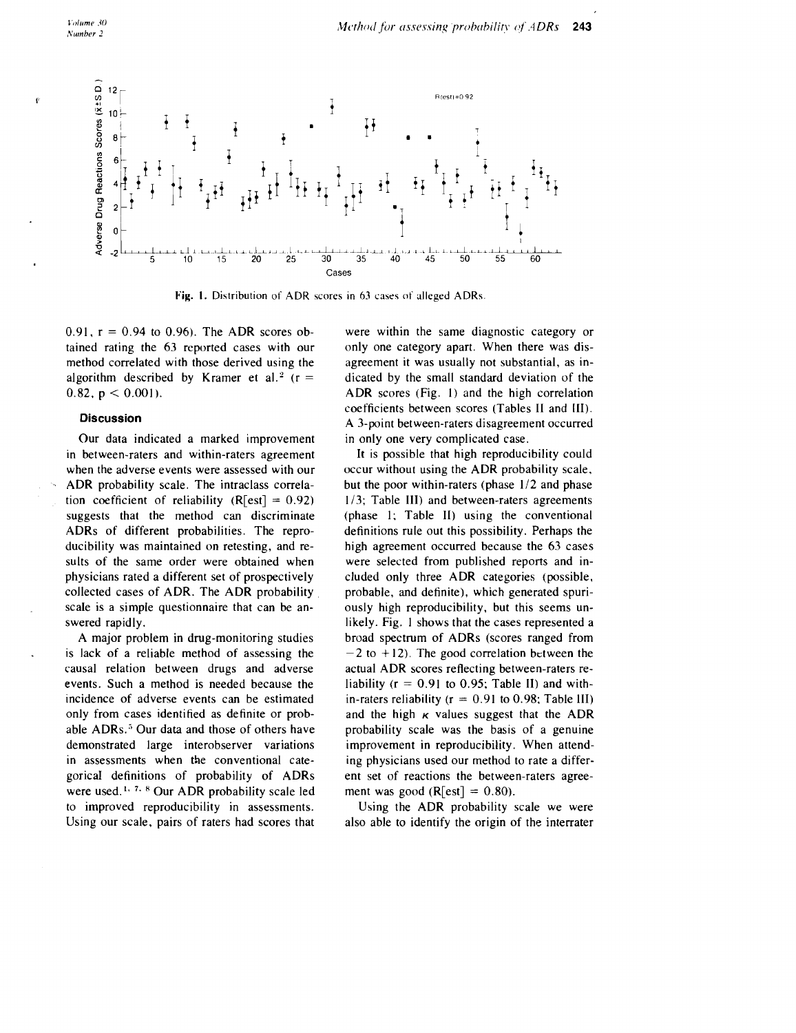Fig. 1. Distribution of ADR scores in 63 cases of alleged ADRs.

0.91, r = 0.94 to 0.96). The ADR scores obtained rating the 63 reported cases with our method correlated with those derived using the algorithm described by Kramer et al.[2] (r = 0.82, $p < 0.001$).

### Discussion

Our data indicated a marked improvement in between-raters and within-raters agreement when the adverse events were assessed with our ADR probability scale. The intraclass correlation coefficient of reliability (R[est] = 0.92) suggests that the method can discriminate ADRs of different probabilities. The reproducibility was maintained on retesting, and results of the same order were obtained when physicians rated a different set of prospectively collected cases of ADR. The ADR probability scale is a simple questionnaire that can be answered rapidly.

A major problem in drug-monitoring studies is lack of a reliable method of assessing the causal relation between drugs and adverse events. Such a method is needed because the incidence of adverse events can be estimated only from cases identified as definite or probable ADRs.[5] Our data and those of others have demonstrated large interobserver variations in assessments when the conventional categorical definitions of probability of ADRs were used.[1, 7, 8] Our ADR probability scale led to improved reproducibility in assessments. Using our scale, pairs of raters had scores that were within the same diagnostic category or only one category apart. When there was disagreement it was usually not substantial, as indicated by the small standard deviation of the ADR scores (Fig. 1) and the high correlation coefficients between scores (Tables II and III). A 3-point between-raters disagreement occurred in only one very complicated case.

It is possible that high reproducibility could occur without using the ADR probability scale, but the poor within-raters (phase 1/2 and phase 1/3; Table III) and between-raters agreements (phase 1; Table II) using the conventional definitions rule out this possibility. Perhaps the high agreement occurred because the 63 cases were selected from published reports and included only three ADR categories (possible, probable, and definite), which generated spuriously high reproducibility, but this seems unlikely. Fig. 1 shows that the cases represented a broad spectrum of ADRs (scores ranged from −2 to +12). The good correlation between the actual ADR scores reflecting between-raters reliability (r = 0.91 to 0.95; Table II) and within-raters reliability (r = 0.91 to 0.98; Table III) and the high $\kappa$ values suggest that the ADR probability scale was the basis of a genuine improvement in reproducibility. When attending physicians used our method to rate a different set of reactions the between-raters agreement was good (R[est] = 0.80).

Using the ADR probability scale we were also able to identify the origin of the interrater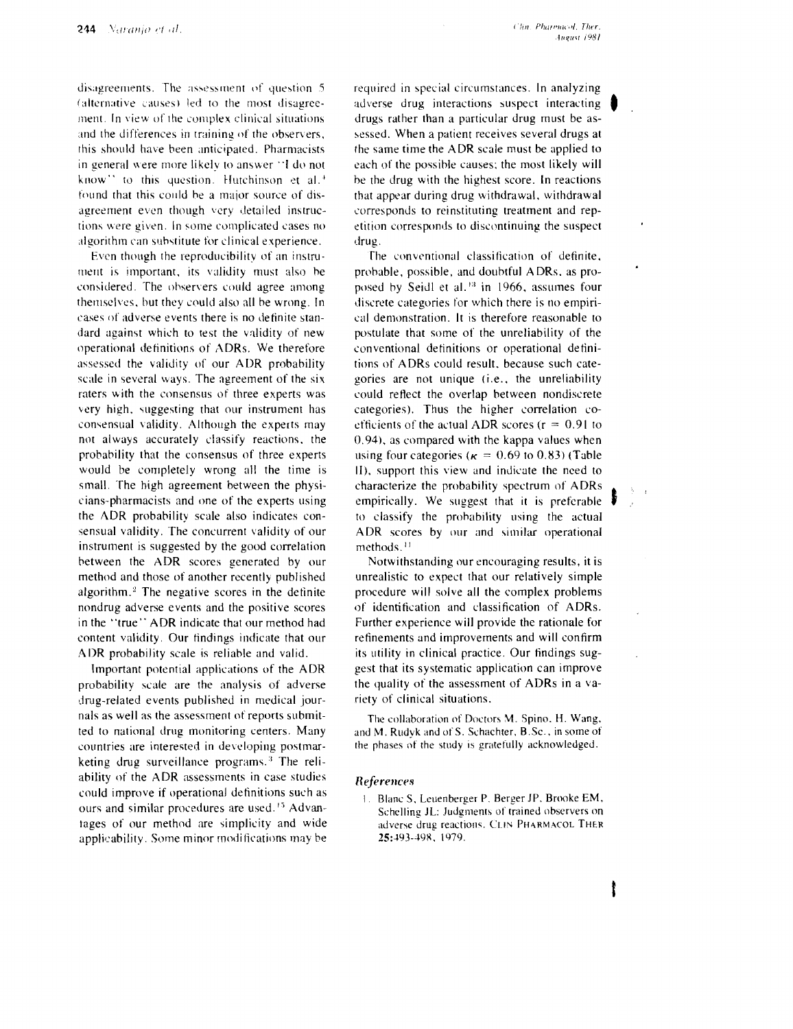disagreements. The assessment of question 5 (alternative causes) led to the most disagreement. In view of the complex clinical situations and the differences in training of the observers, this should have been anticipated. Pharmacists in general were more likely to answer "I do not know" to this question. Hutchinson et al.[4] found that this could be a major source of disagreement even though very detailed instructions were given. In some complicated cases no algorithm can substitute for clinical experience.

Even though the reproducibility of an instrument is important, its validity must also be considered. The observers could agree among themselves, but they could also all be wrong. In cases of adverse events there is no definite standard against which to test the validity of new operational definitions of ADRs. We therefore assessed the validity of our ADR probability scale in several ways. The agreement of the six raters with the consensus of three experts was very high, suggesting that our instrument has consensual validity. Although the experts may not always accurately classify reactions, the probability that the consensus of three experts would be completely wrong all the time is small. The high agreement between the physicians-pharmacists and one of the experts using the ADR probability scale also indicates consensual validity. The concurrent validity of our instrument is suggested by the good correlation between the ADR scores generated by our method and those of another recently published algorithm.[2] The negative scores in the definite nondrug adverse events and the positive scores in the "true" ADR indicate that our method had content validity. Our findings indicate that our ADR probability scale is reliable and valid.

Important potential applications of the ADR probability scale are the analysis of adverse drug-related events published in medical journals as well as the assessment of reports submitted to national drug monitoring centers. Many countries are interested in developing postmarketing drug surveillance programs.[3] The reliability of the ADR assessments in case studies could improve if operational definitions such as ours and similar procedures are used.[15] Advantages of our method are simplicity and wide applicability. Some minor modifications may be required in special circumstances. In analyzing adverse drug interactions suspect interacting drugs rather than a particular drug must be assessed. When a patient receives several drugs at the same time the ADR scale must be applied to each of the possible causes; the most likely will be the drug with the highest score. In reactions that appear during drug withdrawal, withdrawal corresponds to reinstituting treatment and repetition corresponds to discontinuing the suspect drug.

The conventional classification of definite, probable, possible, and doubtful ADRs, as proposed by Seidl et al.[18] in 1966, assumes four discrete categories for which there is no empirical demonstration. It is therefore reasonable to postulate that some of the unreliability of the conventional definitions or operational definitions of ADRs could result, because such categories are not unique (i.e., the unreliability could reflect the overlap between nondiscrete categories). Thus the higher correlation coefficients of the actual ADR scores ($r = 0.91$ to $0.94$), as compared with the kappa values when using four categories ($\kappa = 0.69$ to $0.83$) (Table II), support this view and indicate the need to characterize the probability spectrum of ADRs empirically. We suggest that it is preferable to classify the probability using the actual ADR scores by our and similar operational methods.[11]

Notwithstanding our encouraging results, it is unrealistic to expect that our relatively simple procedure will solve all the complex problems of identification and classification of ADRs. Further experience will provide the rationale for refinements and improvements and will confirm its utility in clinical practice. Our findings suggest that its systematic application can improve the quality of the assessment of ADRs in a variety of clinical situations.

The collaboration of Doctors M. Spino, H. Wang, and M. Rudyk and of S. Schachter, B.Sc., in some of the phases of the study is gratefully acknowledged.

## References

1. Blanc S, Leuenberger P, Berger JP, Brooke EM, Schelling JL: Judgments of trained observers on adverse drug reactions. CLIN PHARMACOL THER **25**:493-498, 1979.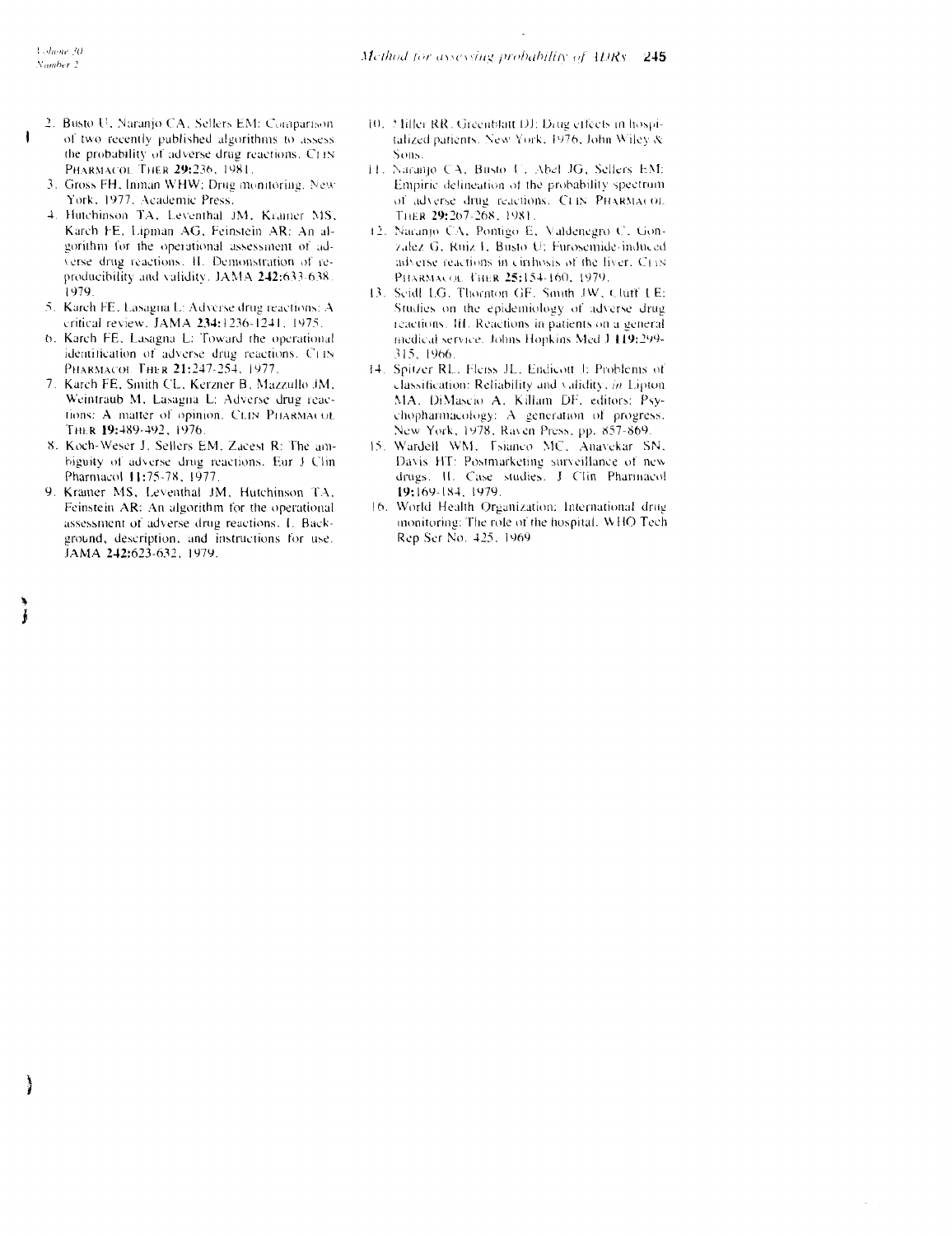2. Busto U, Naranjo CA, Sellers EM: Comparison of two recently published algorithms to assess the probability of adverse drug reactions. CLIN PHARMACOL THER 29:236, 1981.
3. Gross FH, Inman WHW: Drug monitoring. New York, 1977, Academic Press.
4. Hutchinson TA, Leventhal JM, Kramer MS, Karch FE, Lipman AG, Feinstein AR: An algorithm for the operational assessment of adverse drug reactions. II. Demonstration of reproducibility and validity. JAMA 242:633-638, 1979.
5. Karch FE, Lasagna L: Adverse drug reactions: A critical review. JAMA 234:1236-1241, 1975.
6. Karch FE, Lasagna L: Toward the operational identification of adverse drug reactions. CLIN PHARMACOL THER 21:247-254, 1977.
7. Karch FE, Smith CL, Kerzner B, Mazzullo JM, Weintraub M, Lasagna L: Adverse drug reactions: A matter of opinion. CLIN PHARMACOL THER 19:489-492, 1976.
8. Koch-Weser J, Sellers EM, Zacest R: The ambiguity of adverse drug reactions. Eur J Clin Pharmacol 11:75-78, 1977.
9. Kramer MS, Leventhal JM, Hutchinson TA, Feinstein AR: An algorithm for the operational assessment of adverse drug reactions. I. Background, description, and instructions for use. JAMA 242:623-632, 1979.
10. Miller RR, Greenblatt DJ: Drug effects in hospitalized patients. New York, 1976, John Wiley & Sons.
11. Naranjo CA, Busto U, Abel JG, Sellers EM: Empiric delineation of the probability spectrum of adverse drug reactions. CLIN PHARMACOL THER 29:267-268, 1981.
12. Naranjo CA, Pontigo E, Valdenegro C, Gonzalez G, Ruiz I, Busto U: Furosemide-induced adverse reactions in cirrhosis of the liver. CLIN PHARMACOL THER 25:154-160, 1979.
13. Seidl LG, Thornton GF, Smith JW, Cluff LE: Studies on the epidemiology of adverse drug reactions. III. Reactions in patients on a general medical service. Johns Hopkins Med J 119:299-315, 1966.
14. Spitzer RL, Fleiss JL, Endicott J: Problems of classification: Reliability and validity, *in* Lipton MA, DiMascio A, Killam DF, editors: Psychopharmacology: A generation of progress. New York, 1978, Raven Press, pp. 857-869.
15. Wardell WM, Tsianco MC, Anavekar SN, Davis HT: Postmarketing surveillance of new drugs. II. Case studies. J Clin Pharmacol 19:169-184, 1979.
16. World Health Organization: International drug monitoring: The role of the hospital. WHO Tech Rep Ser No. 425, 1969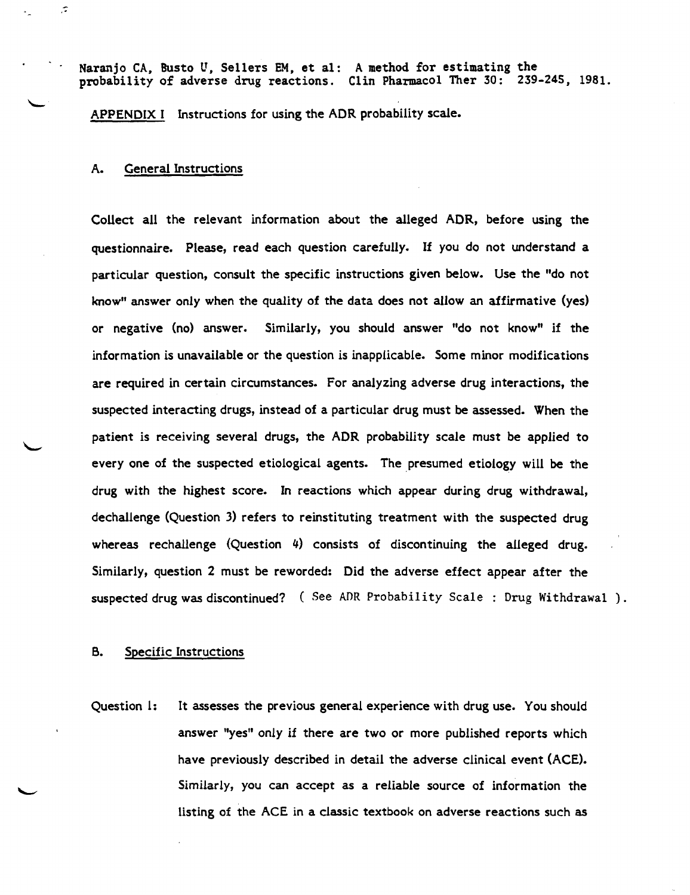Naranjo CA, Busto U, Sellers EM, et al: A method for estimating the probability of adverse drug reactions. Clin Pharmacol Ther 30: 239-245, 1981.

APPENDIX I Instructions for using the ADR probability scale.

## A. General Instructions

Collect all the relevant information about the alleged ADR, before using the questionnaire. Please, read each question carefully. If you do not understand a particular question, consult the specific instructions given below. Use the "do not know" answer only when the quality of the data does not allow an affirmative (yes) or negative (no) answer. Similarly, you should answer "do not know" if the information is unavailable or the question is inapplicable. Some minor modifications are required in certain circumstances. For analyzing adverse drug interactions, the suspected interacting drugs, instead of a particular drug must be assessed. When the patient is receiving several drugs, the ADR probability scale must be applied to every one of the suspected etiological agents. The presumed etiology will be the drug with the highest score. In reactions which appear during drug withdrawal, dechallenge (Question 3) refers to reinstituting treatment with the suspected drug whereas rechallenge (Question 4) consists of discontinuing the alleged drug. Similarly, question 2 must be reworded: Did the adverse effect appear after the suspected drug was discontinued? ( See ADR Probability Scale : Drug Withdrawal ).

## B. Specific Instructions

Question 1: It assesses the previous general experience with drug use. You should answer "yes" only if there are two or more published reports which have previously described in detail the adverse clinical event (ACE). Similarly, you can accept as a reliable source of information the listing of the ACE in a classic textbook on adverse reactions such as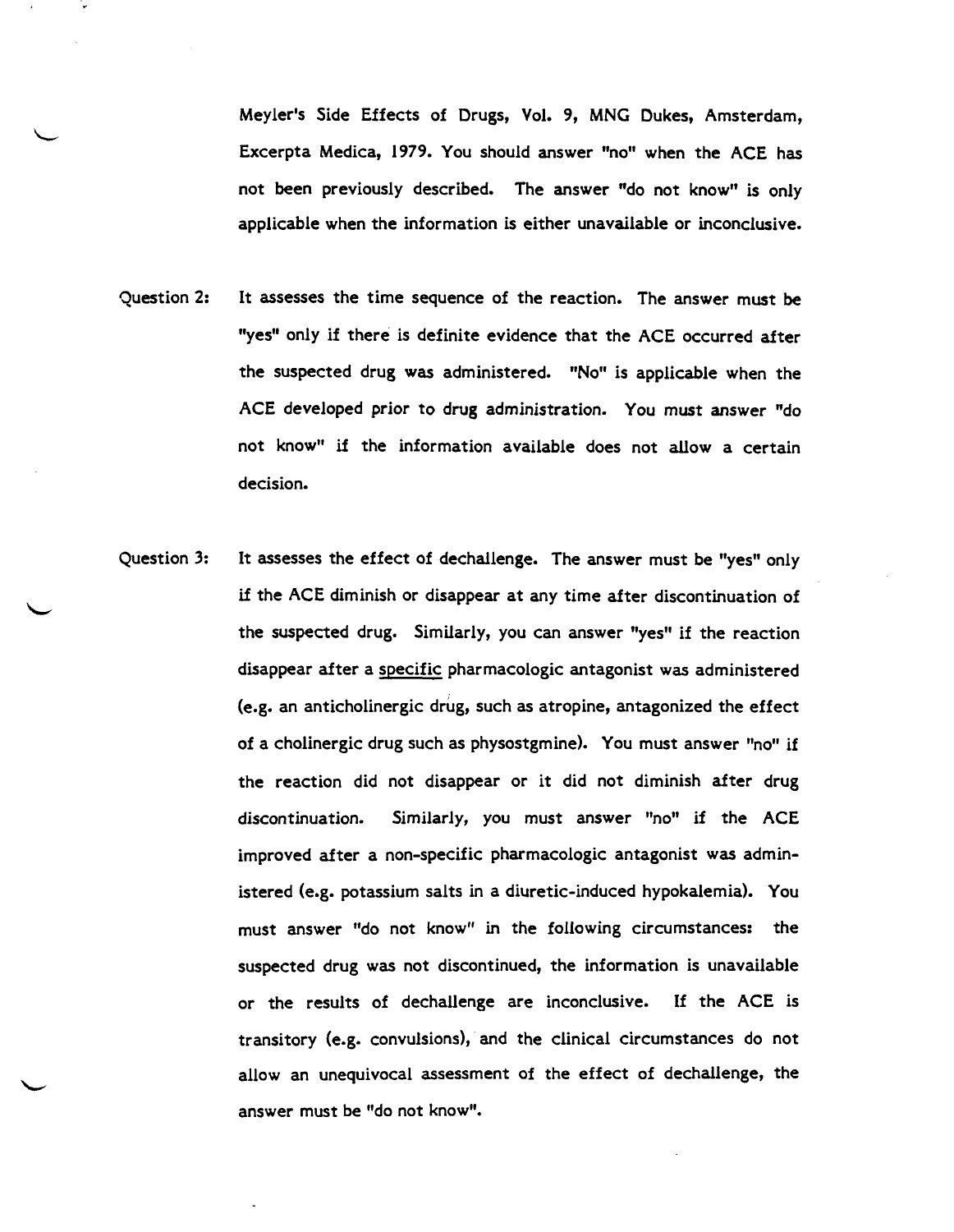Meyler's Side Effects of Drugs, Vol. 9, MNG Dukes, Amsterdam, Excerpta Medica, 1979. You should answer "no" when the ACE has not been previously described. The answer "do not know" is only applicable when the information is either unavailable or inconclusive.

Question 2: It assesses the time sequence of the reaction. The answer must be "yes" only if there is definite evidence that the ACE occurred after the suspected drug was administered. "No" is applicable when the ACE developed prior to drug administration. You must answer "do not know" if the information available does not allow a certain decision.

Question 3: It assesses the effect of dechallenge. The answer must be "yes" only if the ACE diminish or disappear at any time after discontinuation of the suspected drug. Similarly, you can answer "yes" if the reaction disappear after a <u>specific</u> pharmacologic antagonist was administered (e.g. an anticholinergic drug, such as atropine, antagonized the effect of a cholinergic drug such as physostgmine). You must answer "no" if the reaction did not disappear or it did not diminish after drug discontinuation. Similarly, you must answer "no" if the ACE improved after a non-specific pharmacologic antagonist was administered (e.g. potassium salts in a diuretic-induced hypokalemia). You must answer "do not know" in the following circumstances: the suspected drug was not discontinued, the information is unavailable or the results of dechallenge are inconclusive. If the ACE is transitory (e.g. convulsions), and the clinical circumstances do not allow an unequivocal assessment of the effect of dechallenge, the answer must be "do not know".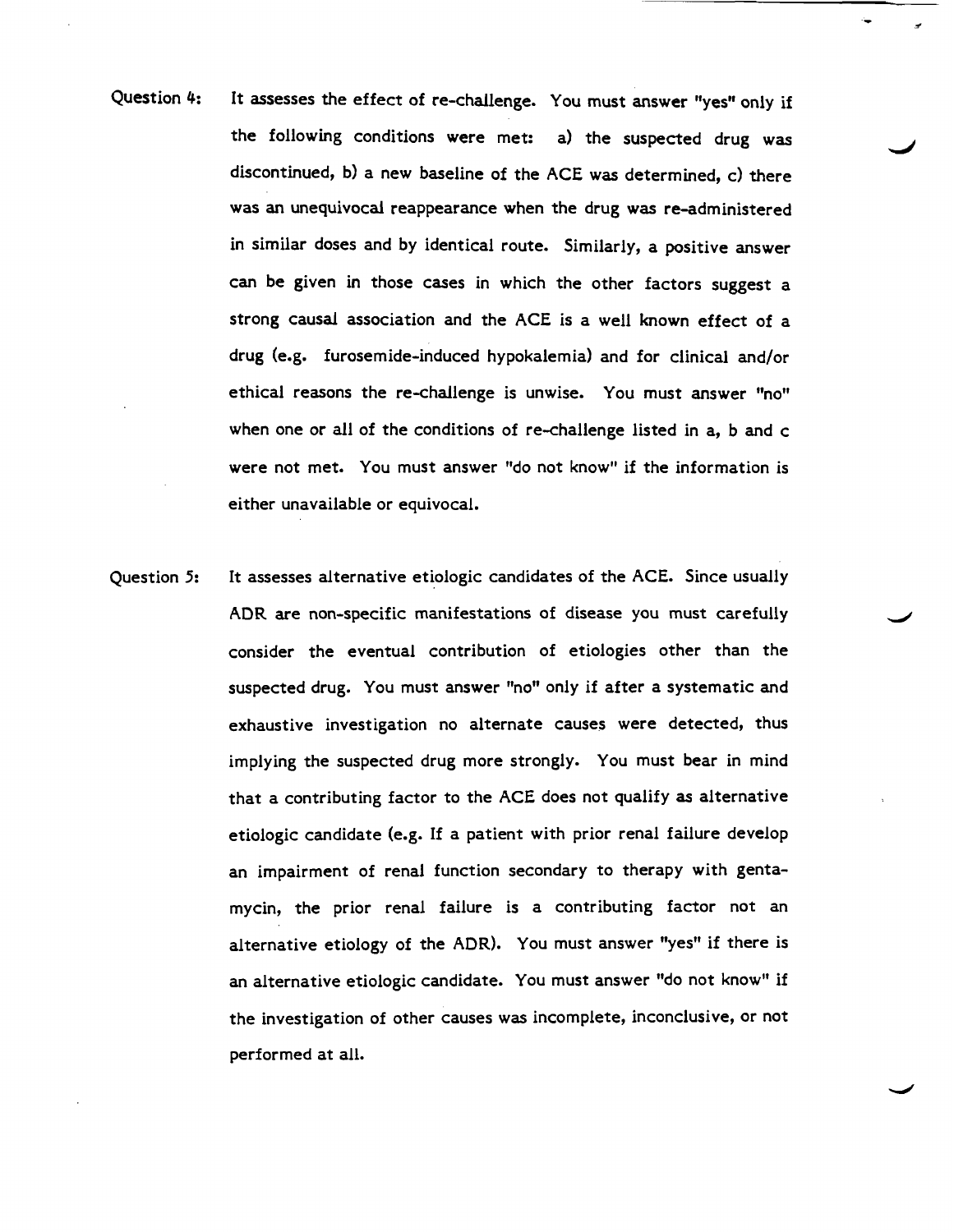Question 4: It assesses the effect of re-challenge. You must answer "yes" only if the following conditions were met: a) the suspected drug was discontinued, b) a new baseline of the ACE was determined, c) there was an unequivocal reappearance when the drug was re-administered in similar doses and by identical route. Similarly, a positive answer can be given in those cases in which the other factors suggest a strong causal association and the ACE is a well known effect of a drug (e.g. furosemide-induced hypokalemia) and for clinical and/or ethical reasons the re-challenge is unwise. You must answer "no" when one or all of the conditions of re-challenge listed in a, b and c were not met. You must answer "do not know" if the information is either unavailable or equivocal.

Question 5: It assesses alternative etiologic candidates of the ACE. Since usually ADR are non-specific manifestations of disease you must carefully consider the eventual contribution of etiologies other than the suspected drug. You must answer "no" only if after a systematic and exhaustive investigation no alternate causes were detected, thus implying the suspected drug more strongly. You must bear in mind that a contributing factor to the ACE does not qualify as alternative etiologic candidate (e.g. If a patient with prior renal failure develop an impairment of renal function secondary to therapy with gentamycin, the prior renal failure is a contributing factor not an alternative etiology of the ADR). You must answer "yes" if there is an alternative etiologic candidate. You must answer "do not know" if the investigation of other causes was incomplete, inconclusive, or not performed at all.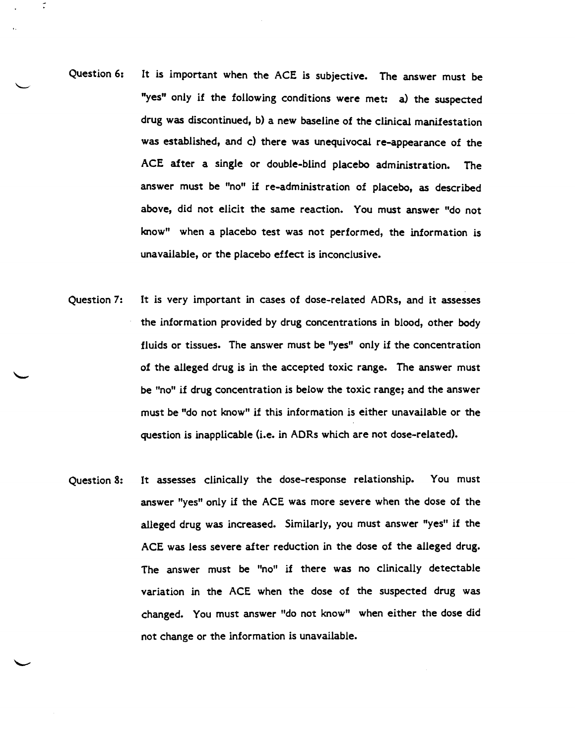**Question 6:** It is important when the ACE is subjective. The answer must be "yes" only if the following conditions were met: a) the suspected drug was discontinued, b) a new baseline of the clinical manifestation was established, and c) there was unequivocal re-appearance of the ACE after a single or double-blind placebo administration. The answer must be "no" if re-administration of placebo, as described above, did not elicit the same reaction. You must answer "do not know" when a placebo test was not performed, the information is unavailable, or the placebo effect is inconclusive.

**Question 7:** It is very important in cases of dose-related ADRs, and it assesses the information provided by drug concentrations in blood, other body fluids or tissues. The answer must be "yes" only if the concentration of the alleged drug is in the accepted toxic range. The answer must be "no" if drug concentration is below the toxic range; and the answer must be "do not know" if this information is either unavailable or the question is inapplicable (i.e. in ADRs which are not dose-related).

**Question 8:** It assesses clinically the dose-response relationship. You must answer "yes" only if the ACE was more severe when the dose of the alleged drug was increased. Similarly, you must answer "yes" if the ACE was less severe after reduction in the dose of the alleged drug. The answer must be "no" if there was no clinically detectable variation in the ACE when the dose of the suspected drug was changed. You must answer "do not know" when either the dose did not change or the information is unavailable.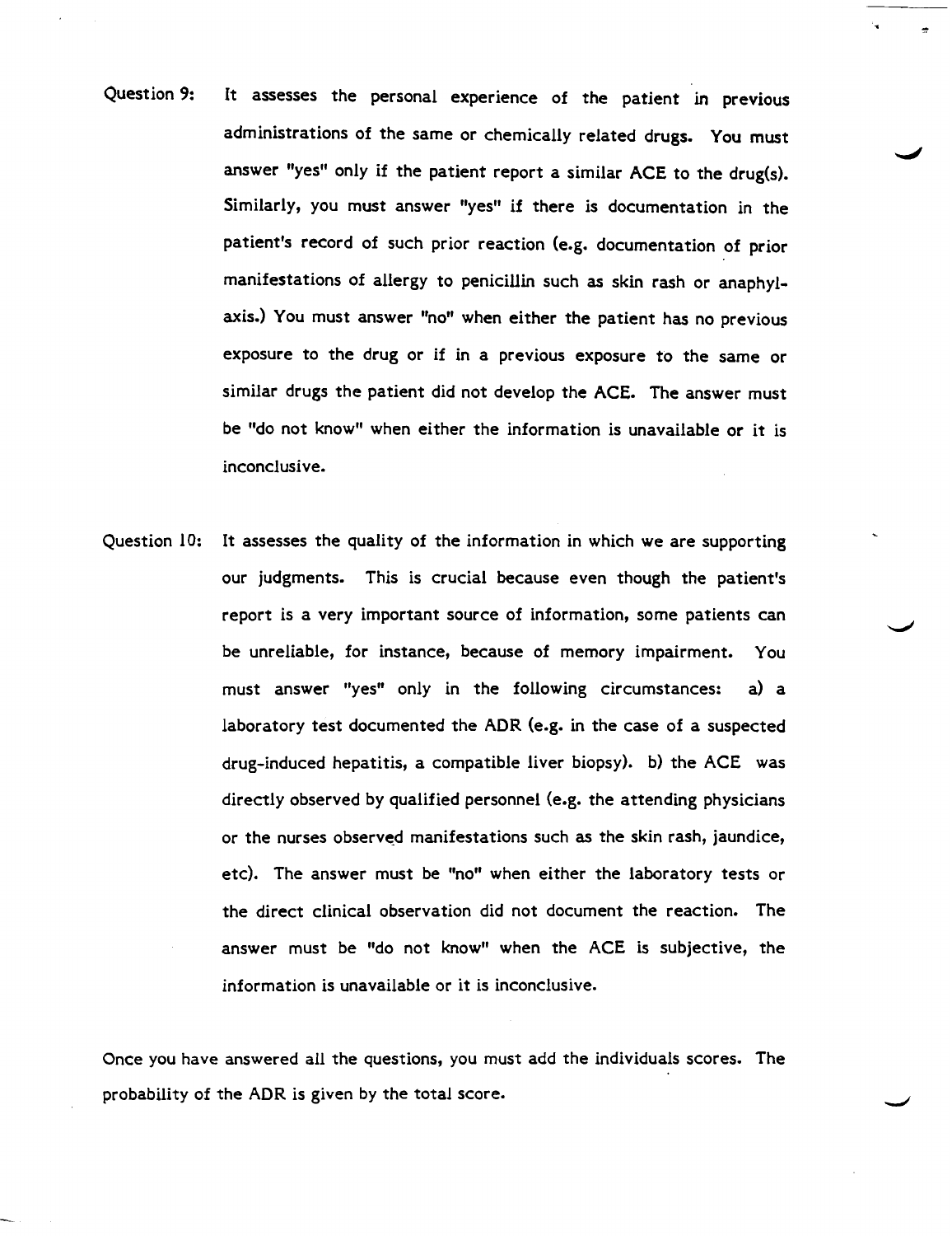Question 9: It assesses the personal experience of the patient in previous administrations of the same or chemically related drugs. You must answer "yes" only if the patient report a similar ACE to the drug(s). Similarly, you must answer "yes" if there is documentation in the patient's record of such prior reaction (e.g. documentation of prior manifestations of allergy to penicillin such as skin rash or anaphylaxis.) You must answer "no" when either the patient has no previous exposure to the drug or if in a previous exposure to the same or similar drugs the patient did not develop the ACE. The answer must be "do not know" when either the information is unavailable or it is inconclusive.

Question 10: It assesses the quality of the information in which we are supporting our judgments. This is crucial because even though the patient's report is a very important source of information, some patients can be unreliable, for instance, because of memory impairment. You must answer "yes" only in the following circumstances: a) a laboratory test documented the ADR (e.g. in the case of a suspected drug-induced hepatitis, a compatible liver biopsy). b) the ACE was directly observed by qualified personnel (e.g. the attending physicians or the nurses observed manifestations such as the skin rash, jaundice, etc). The answer must be "no" when either the laboratory tests or the direct clinical observation did not document the reaction. The answer must be "do not know" when the ACE is subjective, the information is unavailable or it is inconclusive.

Once you have answered all the questions, you must add the individuals scores. The probability of the ADR is given by the total score.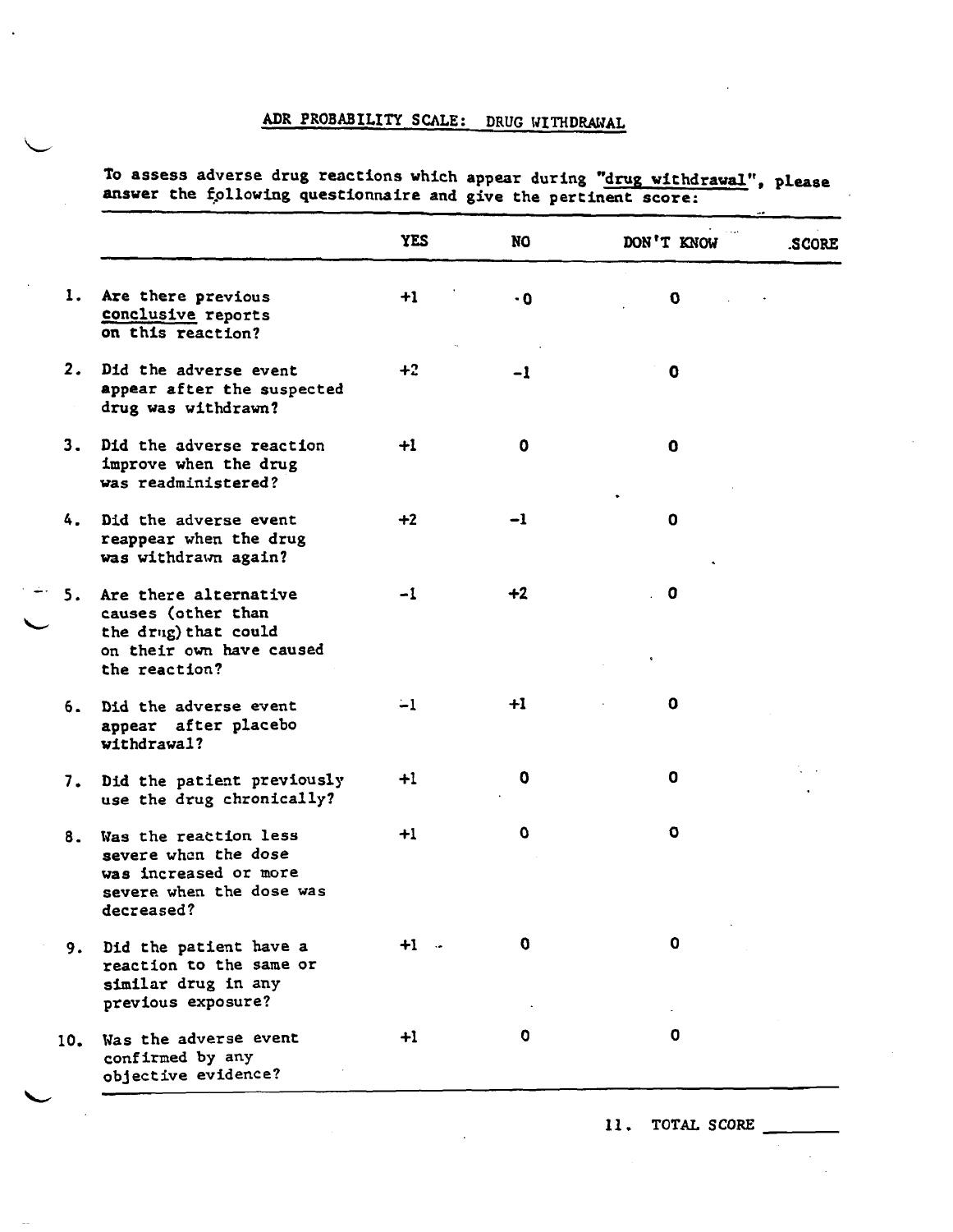# ADR PROBABILITY SCALE: DRUG WITHDRAWAL

To assess adverse drug reactions which appear during "drug withdrawal", please answer the following questionnaire and give the pertinent score:

| | | YES | NO | DON'T KNOW | SCORE |
|---|---|---|---|---|---|
| 1. | Are there previous conclusive reports on this reaction? | +1 | 0 | 0 | |
| 2. | Did the adverse event appear after the suspected drug was withdrawn? | +2 | -1 | 0 | |
| 3. | Did the adverse reaction improve when the drug was readministered? | +1 | 0 | 0 | |
| 4. | Did the adverse event reappear when the drug was withdrawn again? | +2 | -1 | 0 | |
| 5. | Are there alternative causes (other than the drug) that could on their own have caused the reaction? | -1 | +2 | 0 | |
| 6. | Did the adverse event appear after placebo withdrawal? | -1 | +1 | 0 | |
| 7. | Did the patient previously use the drug chronically? | +1 | 0 | 0 | |
| 8. | Was the reaction less severe when the dose was increased or more severe when the dose was decreased? | +1 | 0 | 0 | |
| 9. | Did the patient have a reaction to the same or similar drug in any previous exposure? | +1 | 0 | 0 | |
| 10. | Was the adverse event confirmed by any objective evidence? | +1 | 0 | 0 | |

11. TOTAL SCORE ________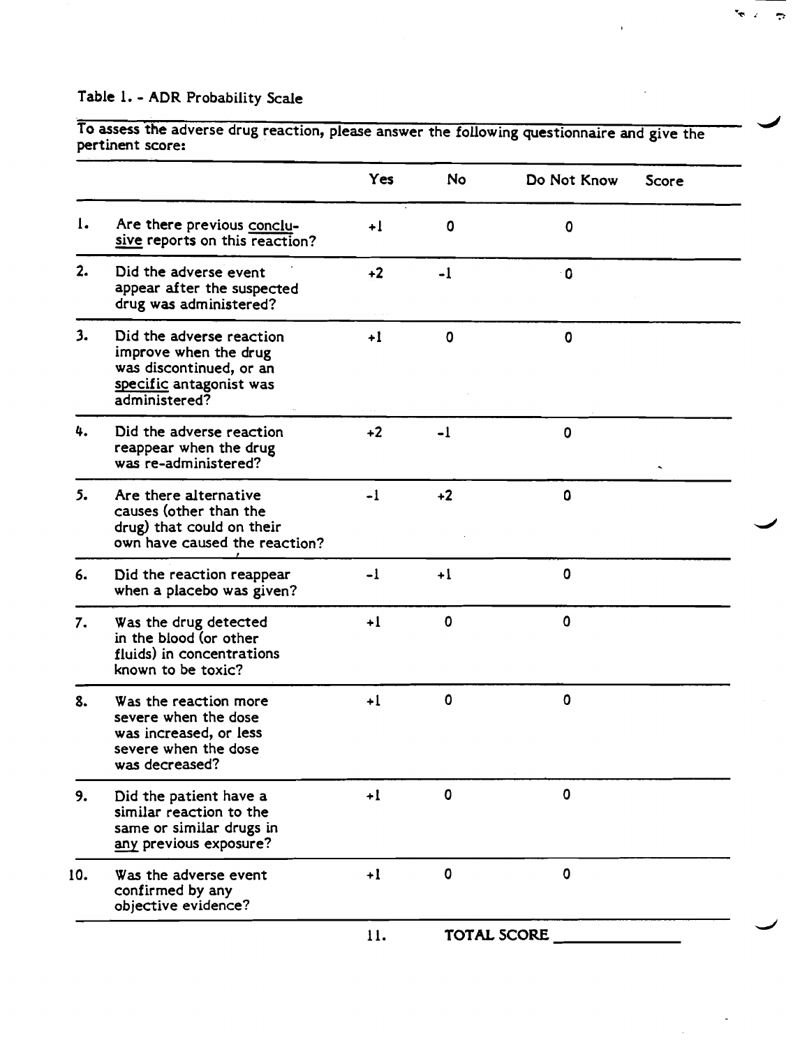Table 1. - ADR Probability Scale

To assess the adverse drug reaction, please answer the following questionnaire and give the pertinent score:

| | | Yes | No | Do Not Know | Score |
|---|---|---|---|---|---|
| 1. | Are there previous conclusive reports on this reaction? | +1 | 0 | 0 | |
| 2. | Did the adverse event appear after the suspected drug was administered? | +2 | -1 | 0 | |
| 3. | Did the adverse reaction improve when the drug was discontinued, or an specific antagonist was administered? | +1 | 0 | 0 | |
| 4. | Did the adverse reaction reappear when the drug was re-administered? | +2 | -1 | 0 | |
| 5. | Are there alternative causes (other than the drug) that could on their own have caused the reaction? | -1 | +2 | 0 | |
| 6. | Did the reaction reappear when a placebo was given? | -1 | +1 | 0 | |
| 7. | Was the drug detected in the blood (or other fluids) in concentrations known to be toxic? | +1 | 0 | 0 | |
| 8. | Was the reaction more severe when the dose was increased, or less severe when the dose was decreased? | +1 | 0 | 0 | |
| 9. | Did the patient have a similar reaction to the same or similar drugs in any previous exposure? | +1 | 0 | 0 | |
| 10. | Was the adverse event confirmed by any objective evidence? | +1 | 0 | 0 | |
| | | 11. | TOTAL SCORE ______________ | | |